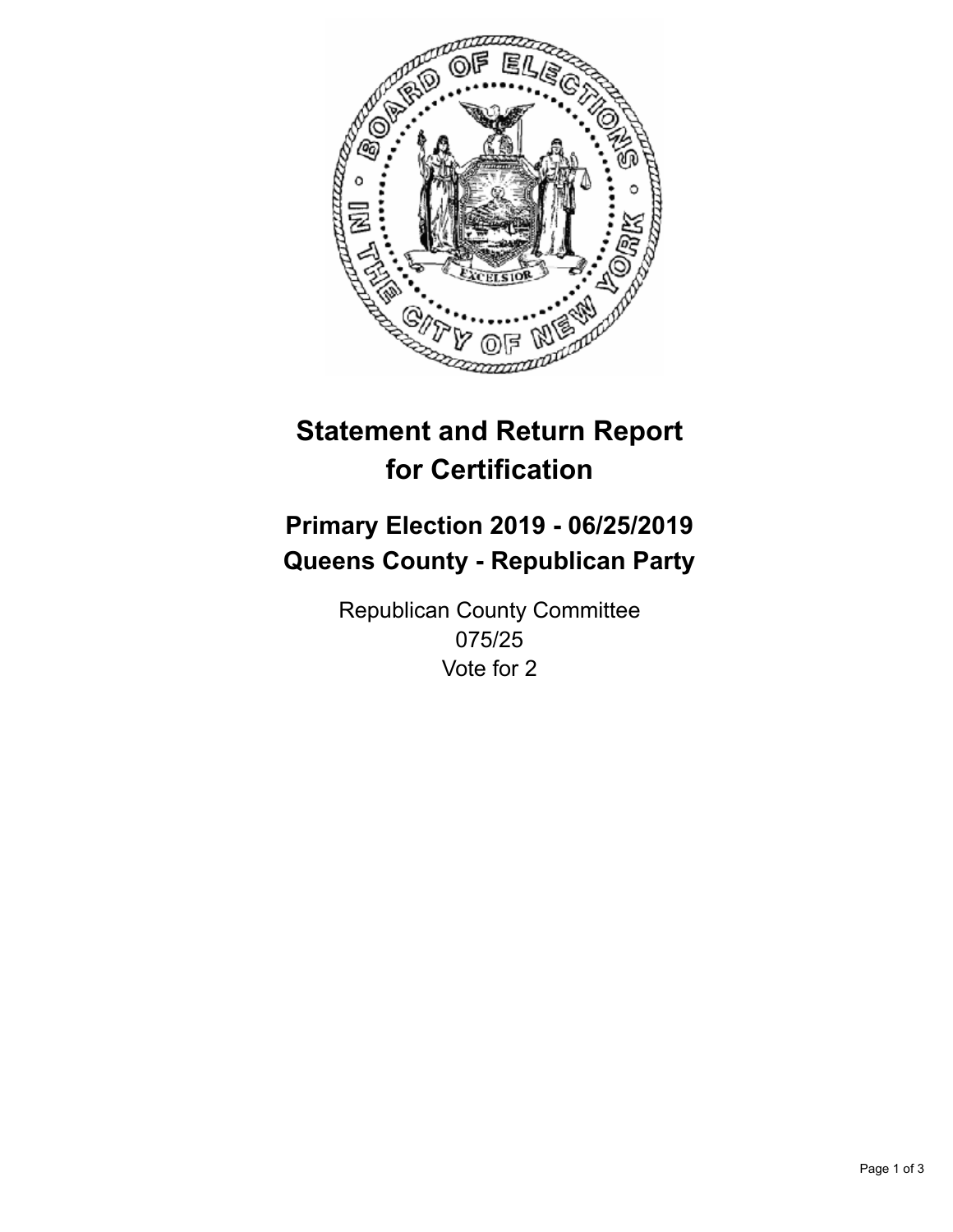# Statement and Return Report for Certification

## Primary Election 2019 - 06/25/2019
## Queens County - Republican Party

Republican County Committee
075/25
Vote for 2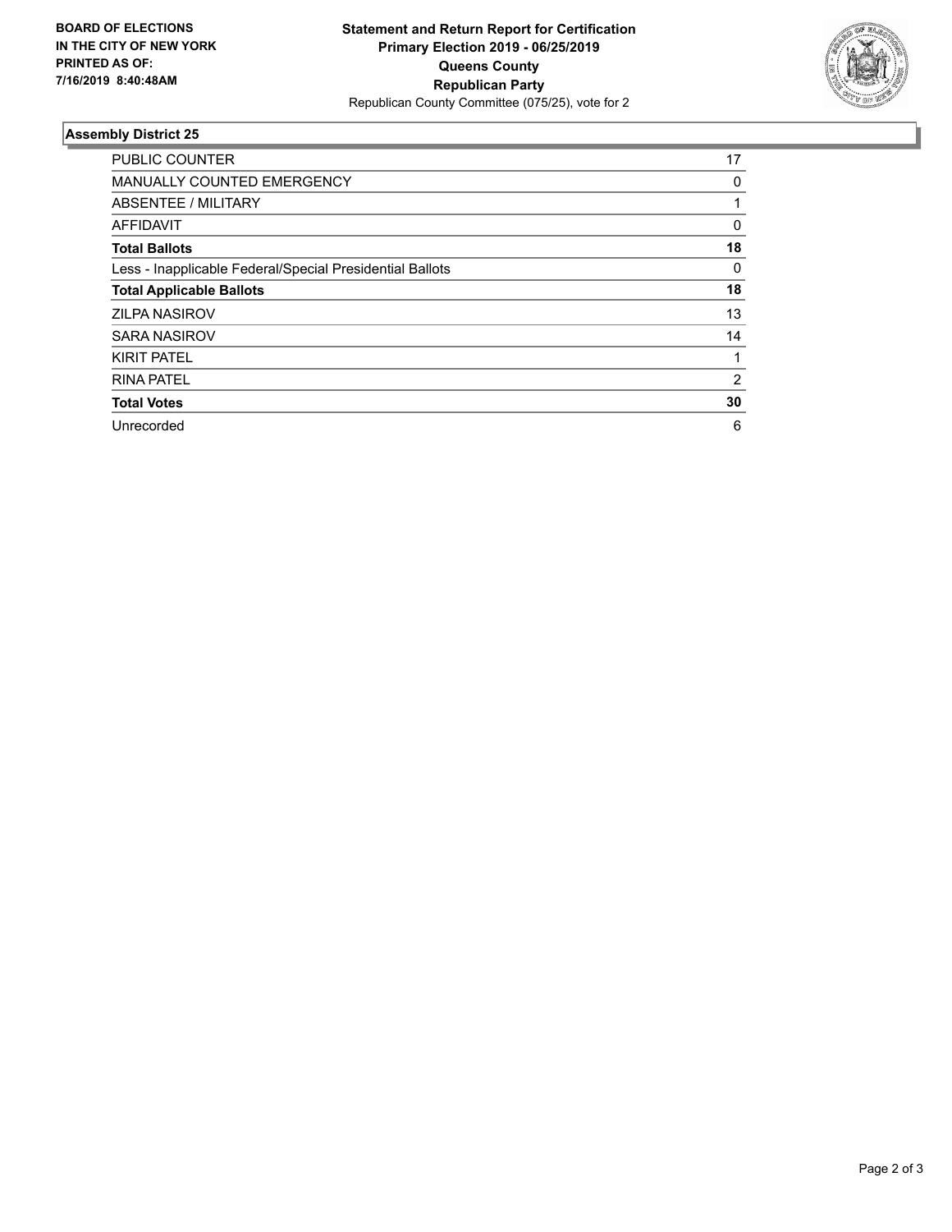**BOARD OF ELECTIONS IN THE CITY OF NEW YORK PRINTED AS OF: 7/16/2019 8:40:48AM**

**Statement and Return Report for Certification**
**Primary Election 2019 - 06/25/2019**
**Queens County**
**Republican Party**
Republican County Committee (075/25), vote for 2

## Assembly District 25

| | |
|---|---|
| PUBLIC COUNTER | 17 |
| MANUALLY COUNTED EMERGENCY | 0 |
| ABSENTEE / MILITARY | 1 |
| AFFIDAVIT | 0 |
| **Total Ballots** | **18** |
| Less - Inapplicable Federal/Special Presidential Ballots | 0 |
| **Total Applicable Ballots** | **18** |
| ZILPA NASIROV | 13 |
| SARA NASIROV | 14 |
| KIRIT PATEL | 1 |
| RINA PATEL | 2 |
| **Total Votes** | **30** |
| Unrecorded | 6 |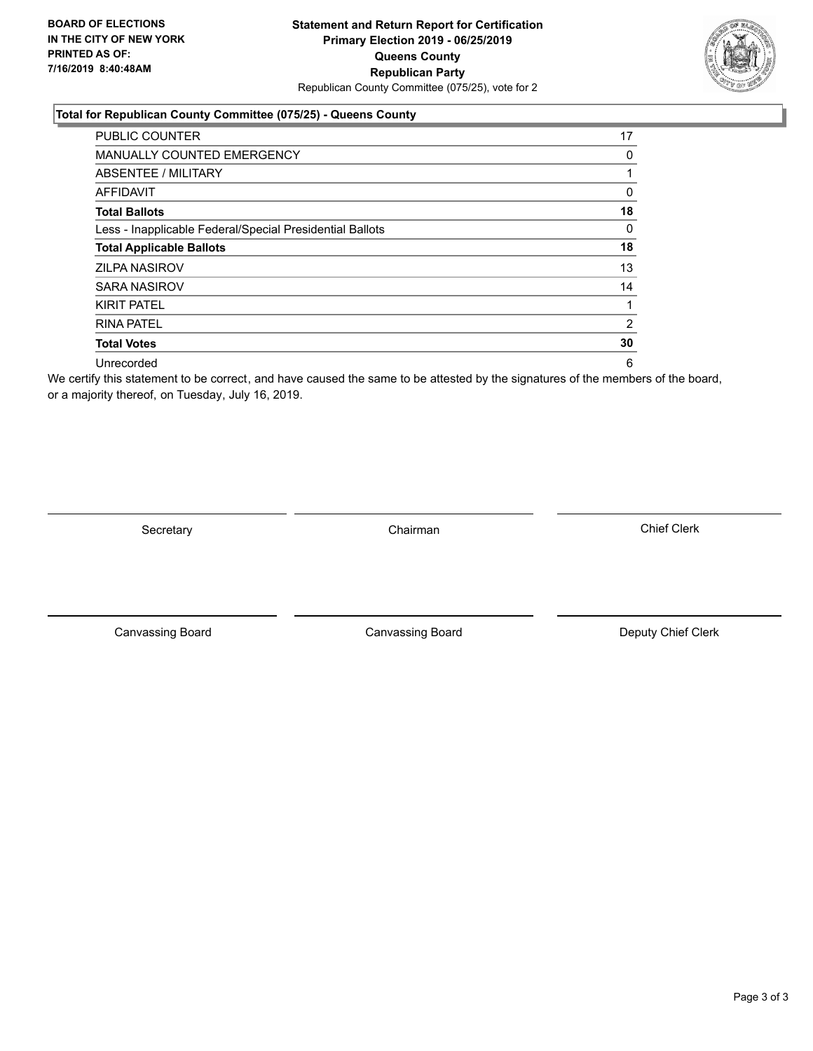**BOARD OF ELECTIONS**
**IN THE CITY OF NEW YORK**
**PRINTED AS OF:**
**7/16/2019 8:40:48AM**

**Statement and Return Report for Certification**
**Primary Election 2019 - 06/25/2019**
**Queens County**
**Republican Party**
Republican County Committee (075/25), vote for 2

### Total for Republican County Committee (075/25) - Queens County

| | |
|---|---|
| PUBLIC COUNTER | 17 |
| MANUALLY COUNTED EMERGENCY | 0 |
| ABSENTEE / MILITARY | 1 |
| AFFIDAVIT | 0 |
| **Total Ballots** | **18** |
| Less - Inapplicable Federal/Special Presidential Ballots | 0 |
| **Total Applicable Ballots** | **18** |
| ZILPA NASIROV | 13 |
| SARA NASIROV | 14 |
| KIRIT PATEL | 1 |
| RINA PATEL | 2 |
| **Total Votes** | **30** |
| Unrecorded | 6 |

We certify this statement to be correct, and have caused the same to be attested by the signatures of the members of the board, or a majority thereof, on Tuesday, July 16, 2019.

Secretary

Chairman

Chief Clerk

Canvassing Board

Canvassing Board

Deputy Chief Clerk